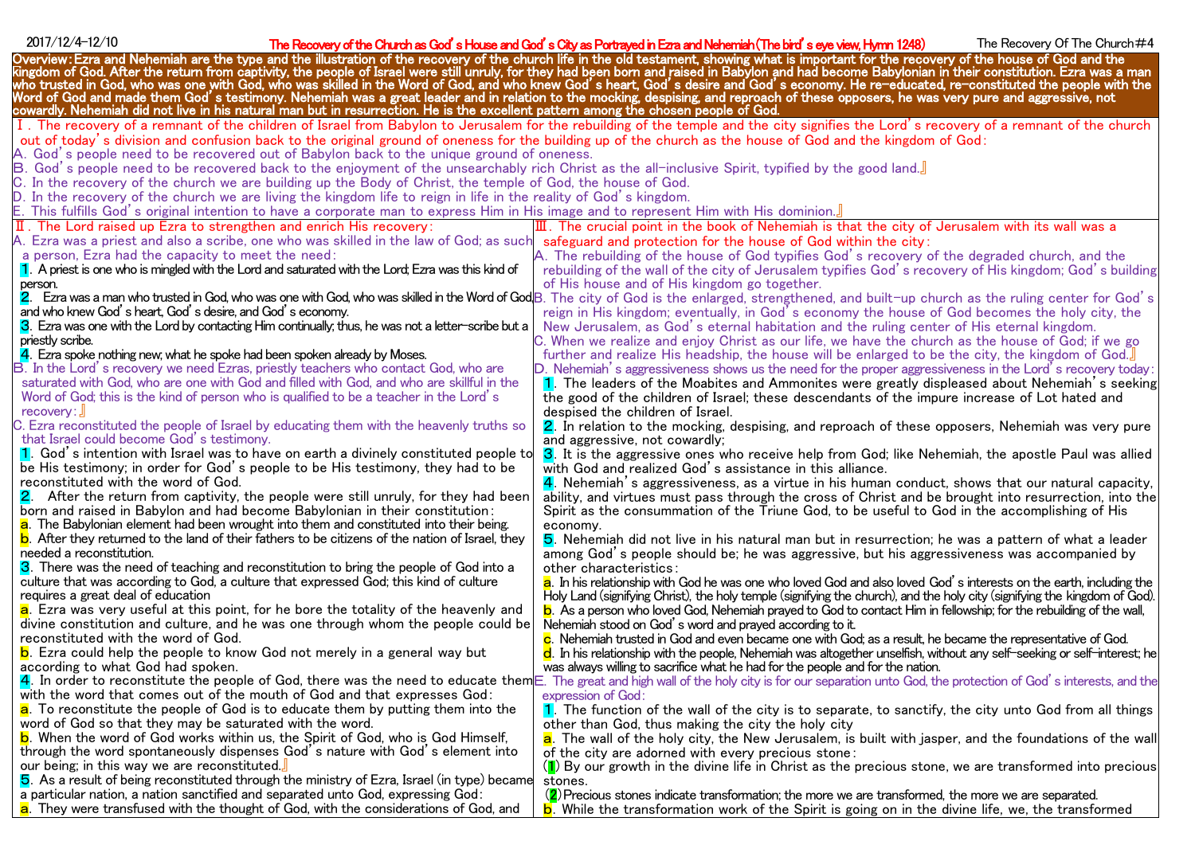2017/12/4-12/10 **The Recovery of the Church as God's House and God's City as Portrayed in Ezra and Nehemiah (The bird's eye view, Hymn 1248)** The Recovery Of The Church#4

**Overview: Ezra and Nehemiah are the type and the illustration of the recovery of the church life in the old testament, showing what is important for the recovery of the house of God and the kingdom of God. After the return from captivity, the people of Israel were still unruly, for they had been born and raised in Babylon and had become Babylonian in their constitution. Ezra was a man who trusted in God, who was one with God, who was skilled in the Word of God, and who knew God's heart, God's desire and God's economy. He re-educated, re-constituted the people with the Word of God and made them God's testimony. Nehemiah was a great leader and in relation to the mocking, despising, and reproach of these opposers, he was very pure and aggressive, not cowardly. Nehemiah did not live in his natural man but in resurrection. He is the excellent pattern among the chosen people of God.**

## Ⅰ. The recovery of a remnant of the children of Israel from Babylon to Jerusalem for the rebuilding of the temple and the city signifies the Lord's recovery of a remnant of the church out of today's division and confusion back to the original ground of oneness for the building up of the church as the house of God and the kingdom of God:

A. God's people need to be recovered out of Babylon back to the unique ground of oneness.
B. God's people need to be recovered back to the enjoyment of the unsearchably rich Christ as the all-inclusive Spirit, typified by the good land.』
C. In the recovery of the church we are building up the Body of Christ, the temple of God, the house of God.
D. In the recovery of the church we are living the kingdom life to reign in life in the reality of God's kingdom.
E. This fulfills God's original intention to have a corporate man to express Him in His image and to represent Him with His dominion.』

## Ⅱ. The Lord raised up Ezra to strengthen and enrich His recovery:

A. Ezra was a priest and also a scribe, one who was skilled in the law of God; as such a person, Ezra had the capacity to meet the need:
1. A priest is one who is mingled with the Lord and saturated with the Lord; Ezra was this kind of person.
2. Ezra was a man who trusted in God, who was one with God, who was skilled in the Word of God, and who knew God's heart, God's desire, and God's economy.
3. Ezra was one with the Lord by contacting Him continually; thus, he was not a letter-scribe but a priestly scribe.
4. Ezra spoke nothing new; what he spoke had been spoken already by Moses.

B. In the Lord's recovery we need Ezras, priestly teachers who contact God, who are saturated with God, who are one with God and filled with God, and who are skillful in the Word of God; this is the kind of person who is qualified to be a teacher in the Lord's recovery:』

C. Ezra reconstituted the people of Israel by educating them with the heavenly truths so that Israel could become God's testimony.
1. God's intention with Israel was to have on earth a divinely constituted people to be His testimony; in order for God's people to be His testimony, they had to be reconstituted with the word of God.
2. After the return from captivity, the people were still unruly, for they had been born and raised in Babylon and had become Babylonian in their constitution:
a. The Babylonian element had been wrought into them and constituted into their being.
b. After they returned to the land of their fathers to be citizens of the nation of Israel, they needed a reconstitution.
3. There was the need of teaching and reconstitution to bring the people of God into a culture that was according to God, a culture that expressed God; this kind of culture requires a great deal of education
a. Ezra was very useful at this point, for he bore the totality of the heavenly and divine constitution and culture, and he was one through whom the people could be reconstituted with the word of God.
b. Ezra could help the people to know God not merely in a general way but according to what God had spoken.
4. In order to reconstitute the people of God, there was the need to educate them with the word that comes out of the mouth of God and that expresses God:
a. To reconstitute the people of God is to educate them by putting them into the word of God so that they may be saturated with the word.
b. When the word of God works within us, the Spirit of God, who is God Himself, through the word spontaneously dispenses God's nature with God's element into our being; in this way we are reconstituted.』
5. As a result of being reconstituted through the ministry of Ezra, Israel (in type) became a particular nation, a nation sanctified and separated unto God, expressing God:
a. They were transfused with the thought of God, with the considerations of God, and

## Ⅲ. The crucial point in the book of Nehemiah is that the city of Jerusalem with its wall was a safeguard and protection for the house of God within the city:

A. The rebuilding of the house of God typifies God's recovery of the degraded church, and the rebuilding of the wall of the city of Jerusalem typifies God's recovery of His kingdom; God's building of His house and of His kingdom go together.
B. The city of God is the enlarged, strengthened, and built-up church as the ruling center for God's reign in His kingdom; eventually, in God's economy the house of God becomes the holy city, the New Jerusalem, as God's eternal habitation and the ruling center of His eternal kingdom.
C. When we realize and enjoy Christ as our life, we have the church as the house of God; if we go further and realize His headship, the house will be enlarged to be the city, the kingdom of God.』
D. Nehemiah's aggressiveness shows us the need for the proper aggressiveness in the Lord's recovery today:
1. The leaders of the Moabites and Ammonites were greatly displeased about Nehemiah's seeking the good of the children of Israel; these descendants of the impure increase of Lot hated and despised the children of Israel.
2. In relation to the mocking, despising, and reproach of these opposers, Nehemiah was very pure and aggressive, not cowardly;
3. It is the aggressive ones who receive help from God; like Nehemiah, the apostle Paul was allied with God and realized God's assistance in this alliance.
4. Nehemiah's aggressiveness, as a virtue in his human conduct, shows that our natural capacity, ability, and virtues must pass through the cross of Christ and be brought into resurrection, into the Spirit as the consummation of the Triune God, to be useful to God in the accomplishing of His economy.
5. Nehemiah did not live in his natural man but in resurrection; he was a pattern of what a leader among God's people should be; he was aggressive, but his aggressiveness was accompanied by other characteristics:
a. In his relationship with God he was one who loved God and also loved God's interests on the earth, including the Holy Land (signifying Christ), the holy temple (signifying the church), and the holy city (signifying the kingdom of God).
b. As a person who loved God, Nehemiah prayed to God to contact Him in fellowship; for the rebuilding of the wall, Nehemiah stood on God's word and prayed according to it.
c. Nehemiah trusted in God and even became one with God; as a result, he became the representative of God.
d. In his relationship with the people, Nehemiah was altogether unselfish, without any self-seeking or self-interest; he was always willing to sacrifice what he had for the people and for the nation.

E. The great and high wall of the holy city is for our separation unto God, the protection of God's interests, and the expression of God:
1. The function of the wall of the city is to separate, to sanctify, the city unto God from all things other than God, thus making the city the holy city
a. The wall of the holy city, the New Jerusalem, is built with jasper, and the foundations of the wall of the city are adorned with every precious stone:
(1) By our growth in the divine life in Christ as the precious stone, we are transformed into precious stones.
(2) Precious stones indicate transformation; the more we are transformed, the more we are separated.
b. While the transformation work of the Spirit is going on in the divine life, we, the transformed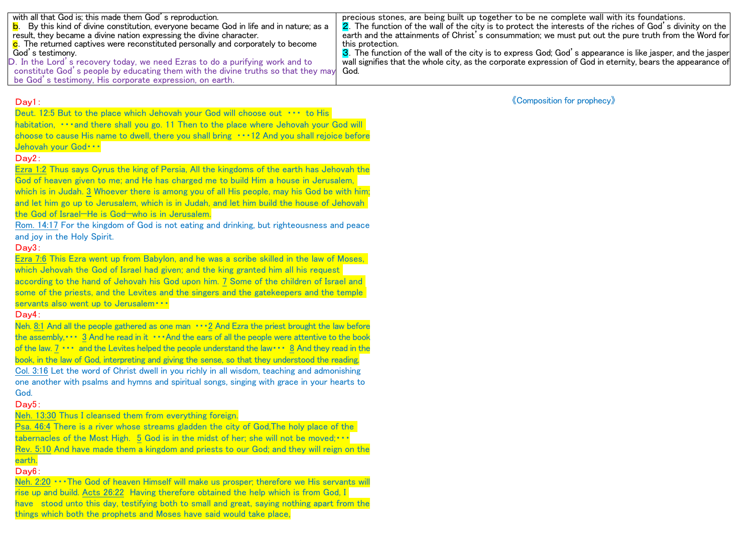| | |
|---|---|
| with all that God is; this made them God's reproduction.<br>b. By this kind of divine constitution, everyone became God in life and in nature; as a result, they became a divine nation expressing the divine character.<br>c. The returned captives were reconstituted personally and corporately to become God's testimony.<br>D. In the Lord's recovery today, we need Ezras to do a purifying work and to constitute God's people by educating them with the divine truths so that they may be God's testimony, His corporate expression, on earth. | precious stones, are being built up together to be ne complete wall with its foundations.<br>2. The function of the wall of the city is to protect the interests of the riches of God's divinity on the earth and the attainments of Christ's consummation; we must put out the pure truth from the Word for this protection.<br>3. The function of the wall of the city is to express God; God's appearance is like jasper, and the jasper wall signifies that the whole city, as the corporate expression of God in eternity, bears the appearance of God. |

《Composition for prophecy》

**Day1:**

Deut. 12:5 But to the place which Jehovah your God will choose out ・・・ to His habitation, ・・・and there shall you go. 11 Then to the place where Jehovah your God will choose to cause His name to dwell, there you shall bring ・・・12 And you shall rejoice before Jehovah your God・・・

**Day2:**

Ezra 1:2 Thus says Cyrus the king of Persia, All the kingdoms of the earth has Jehovah the God of heaven given to me; and He has charged me to build Him a house in Jerusalem, which is in Judah. 3 Whoever there is among you of all His people, may his God be with him; and let him go up to Jerusalem, which is in Judah, and let him build the house of Jehovah the God of Israel—He is God—who is in Jerusalem.

Rom. 14:17 For the kingdom of God is not eating and drinking, but righteousness and peace and joy in the Holy Spirit.

**Day3:**

Ezra 7:6 This Ezra went up from Babylon, and he was a scribe skilled in the law of Moses, which Jehovah the God of Israel had given; and the king granted him all his request according to the hand of Jehovah his God upon him. 7 Some of the children of Israel and some of the priests, and the Levites and the singers and the gatekeepers and the temple servants also went up to Jerusalem・・・

**Day4:**

Neh. 8:1 And all the people gathered as one man ・・・2 And Ezra the priest brought the law before the assembly,・・・ 3 And he read in it ・・・And the ears of all the people were attentive to the book of the law. 7 ・・・ and the Levites helped the people understand the law・・・ 8 And they read in the book, in the law of God, interpreting and giving the sense, so that they understood the reading.

Col. 3:16 Let the word of Christ dwell in you richly in all wisdom, teaching and admonishing one another with psalms and hymns and spiritual songs, singing with grace in your hearts to God.

**Day5:**

Neh. 13:30 Thus I cleansed them from everything foreign.

Psa. 46:4 There is a river whose streams gladden the city of God,The holy place of the tabernacles of the Most High. 5 God is in the midst of her; she will not be moved;・・・

Rev. 5:10 And have made them a kingdom and priests to our God; and they will reign on the earth.

**Day6:**

Neh. 2:20 ・・・The God of heaven Himself will make us prosper; therefore we His servants will rise up and build. Acts 26:22 Having therefore obtained the help which is from God, I have stood unto this day, testifying both to small and great, saying nothing apart from the things which both the prophets and Moses have said would take place,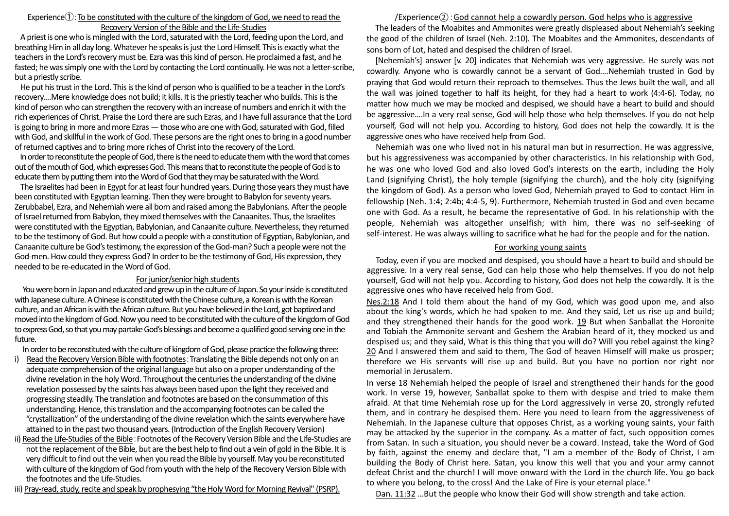## Experience①: To be constituted with the culture of the kingdom of God, we need to read the Recovery Version of the Bible and the Life-Studies

A priest is one who is mingled with the Lord, saturated with the Lord, feeding upon the Lord, and breathing Him in all day long. Whatever he speaks is just the Lord Himself. This is exactly what the teachers in the Lord's recovery must be. Ezra was this kind of person. He proclaimed a fast, and he fasted; he was simply one with the Lord by contacting the Lord continually. He was not a letter-scribe, but a priestly scribe.

He put his trust in the Lord. This is the kind of person who is qualified to be a teacher in the Lord's recovery....Mere knowledge does not build; it kills. It is the priestly teacher who builds. This is the kind of person who can strengthen the recovery with an increase of numbers and enrich it with the rich experiences of Christ. Praise the Lord there are such Ezras, and I have full assurance that the Lord is going to bring in more and more Ezras — those who are one with God, saturated with God, filled with God, and skillful in the work of God. These persons are the right ones to bring in a good number of returned captives and to bring more riches of Christ into the recovery of the Lord.

In order to reconstitute the people of God, there is the need to educate them with the word that comes out of the mouth of God, which expresses God. This means that to reconstitute the people of God is to educate them by putting them into the Word of God that they may be saturated with the Word.

The Israelites had been in Egypt for at least four hundred years. During those years they must have been constituted with Egyptian learning. Then they were brought to Babylon for seventy years. Zerubbabel, Ezra, and Nehemiah were all born and raised among the Babylonians. After the people of Israel returned from Babylon, they mixed themselves with the Canaanites. Thus, the Israelites were constituted with the Egyptian, Babylonian, and Canaanite culture. Nevertheless, they returned to be the testimony of God. But how could a people with a constitution of Egyptian, Babylonian, and Canaanite culture be God's testimony, the expression of the God-man? Such a people were not the God-men. How could they express God? In order to be the testimony of God, His expression, they needed to be re-educated in the Word of God.

### For junior/senior high students

You were born in Japan and educated and grew up in the culture of Japan. So your inside is constituted with Japanese culture. A Chinese is constituted with the Chinese culture, a Korean is with the Korean culture, and an African is with the African culture. But you have believed in the Lord, got baptized and moved into the kingdom of God. Now you need to be constituted with the culture of the kingdom of God to express God, so that you may partake God's blessings and become a qualified good serving one in the future.

In order to be reconstituted with the culture of kingdom of God, please practice the following three:

i) Read the Recovery Version Bible with footnotes: Translating the Bible depends not only on an adequate comprehension of the original language but also on a proper understanding of the divine revelation in the holy Word. Throughout the centuries the understanding of the divine revelation possessed by the saints has always been based upon the light they received and progressing steadily. The translation and footnotes are based on the consummation of this understanding. Hence, this translation and the accompanying footnotes can be called the "crystallization" of the understanding of the divine revelation which the saints everywhere have attained to in the past two thousand years. (Introduction of the English Recovery Version)

ii) Read the Life-Studies of the Bible: Footnotes of the Recovery Version Bible and the Life-Studies are not the replacement of the Bible, but are the best help to find out a vein of gold in the Bible. It is very difficult to find out the vein when you read the Bible by yourself. May you be reconstituted with culture of the kingdom of God from youth with the help of the Recovery Version Bible with the footnotes and the Life-Studies.

iii) Pray-read, study, recite and speak by prophesying "the Holy Word for Morning Revival" (PSRP).

## Experience②: God cannot help a cowardly person. God helps who is aggressive

The leaders of the Moabites and Ammonites were greatly displeased about Nehemiah's seeking the good of the children of Israel (Neh. 2:10). The Moabites and the Ammonites, descendants of sons born of Lot, hated and despised the children of Israel.

[Nehemiah's] answer [v. 20] indicates that Nehemiah was very aggressive. He surely was not cowardly. Anyone who is cowardly cannot be a servant of God....Nehemiah trusted in God by praying that God would return their reproach to themselves. Thus the Jews built the wall, and all the wall was joined together to half its height, for they had a heart to work (4:4-6). Today, no matter how much we may be mocked and despised, we should have a heart to build and should be aggressive....In a very real sense, God will help those who help themselves. If you do not help yourself, God will not help you. According to history, God does not help the cowardly. It is the aggressive ones who have received help from God.

Nehemiah was one who lived not in his natural man but in resurrection. He was aggressive, but his aggressiveness was accompanied by other characteristics. In his relationship with God, he was one who loved God and also loved God's interests on the earth, including the Holy Land (signifying Christ), the holy temple (signifying the church), and the holy city (signifying the kingdom of God). As a person who loved God, Nehemiah prayed to God to contact Him in fellowship (Neh. 1:4; 2:4b; 4:4-5, 9). Furthermore, Nehemiah trusted in God and even became one with God. As a result, he became the representative of God. In his relationship with the people, Nehemiah was altogether unselfish; with him, there was no self-seeking of self-interest. He was always willing to sacrifice what he had for the people and for the nation.

### For working young saints

Today, even if you are mocked and despised, you should have a heart to build and should be aggressive. In a very real sense, God can help those who help themselves. If you do not help yourself, God will not help you. According to history, God does not help the cowardly. It is the aggressive ones who have received help from God.

Nes.2:18 And I told them about the hand of my God, which was good upon me, and also about the king's words, which he had spoken to me. And they said, Let us rise up and build; and they strengthened their hands for the good work. 19 But when Sanballat the Horonite and Tobiah the Ammonite servant and Geshem the Arabian heard of it, they mocked us and despised us; and they said, What is this thing that you will do? Will you rebel against the king? 20 And I answered them and said to them, The God of heaven Himself will make us prosper; therefore we His servants will rise up and build. But you have no portion nor right nor memorial in Jerusalem.

In verse 18 Nehemiah helped the people of Israel and strengthened their hands for the good work. In verse 19, however, Sanballat spoke to them with despise and tried to make them afraid. At that time Nehemiah rose up for the Lord aggressively in verse 20, strongly refuted them, and in contrary he despised them. Here you need to learn from the aggressiveness of Nehemiah. In the Japanese culture that opposes Christ, as a working young saints, your faith may be attacked by the superior in the company. As a matter of fact, such opposition comes from Satan. In such a situation, you should never be a coward. Instead, take the Word of God by faith, against the enemy and declare that, "I am a member of the Body of Christ, I am building the Body of Christ here. Satan, you know this well that you and your army cannot defeat Christ and the church! I will move onward with the Lord in the church life. You go back to where you belong, to the cross! And the Lake of Fire is your eternal place."

Dan. 11:32 ...But the people who know their God will show strength and take action.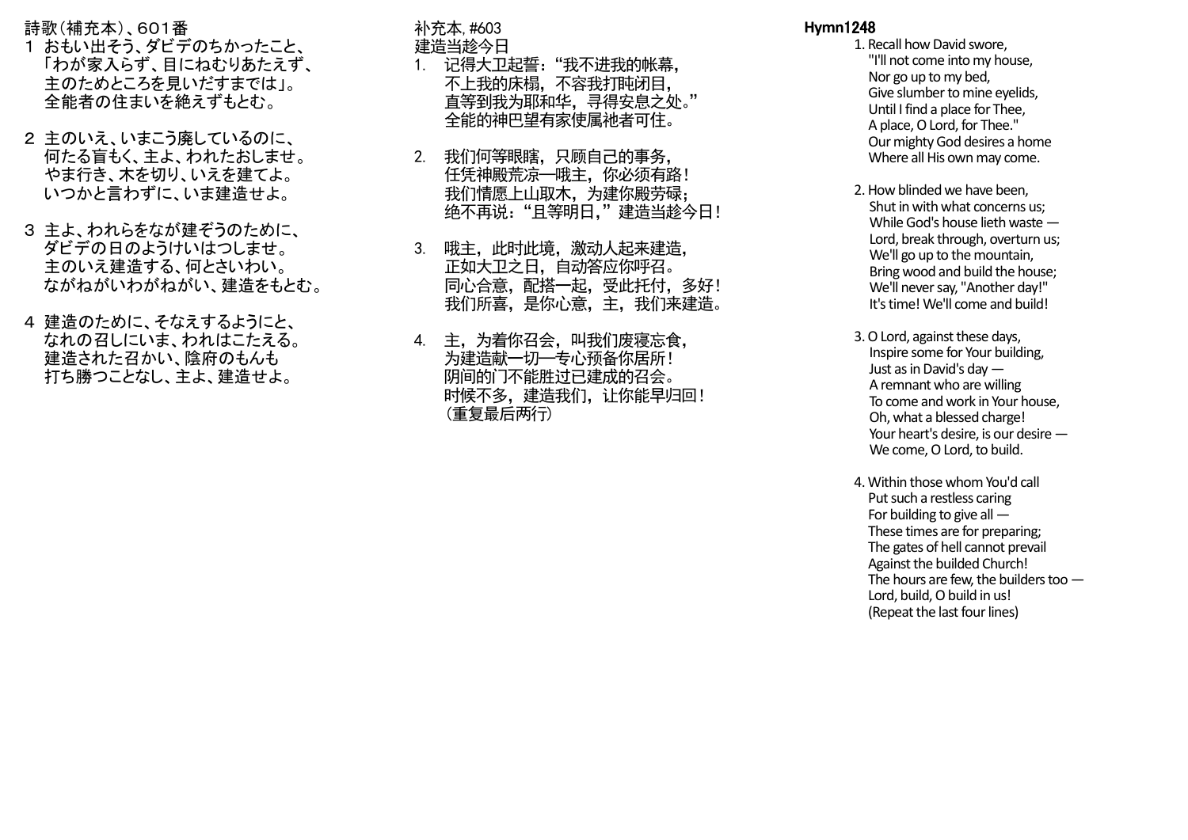詩歌（補充本）、６０１番

１　おもい出そう、ダビデのちかったこと、
　　「わが家入らず、目にねむりあたえず、
　　主のためところを見いだすまでは」。
　　全能者の住まいを絶えずもとむ。

２　主のいえ、いまこう廃しているのに、
　　何たる盲もく、主よ、われたおしませ。
　　やま行き、木を切り、いえを建てよ。
　　いつかと言わずに、いま建造せよ。

３　主よ、われらをなが建ぞうのために、
　　ダビデの日のようけいはつしませ。
　　主のいえ建造する、何とさいわい。
　　ながねがいわがねがい、建造をもとむ。

４　建造のために、そなえするようにと、
　　なれの召しにいま、われはこたえる。
　　建造された召かい、陰府のもんも
　　打ち勝つことなし、主よ、建造せよ。

补充本, #603

建造当趁今日

1.　记得大卫起誓：“我不进我的帐幕，
　　不上我的床榻，不容我打盹闭目，
　　直等到我为耶和华，寻得安息之处。”
　　全能的神巴望有家使属祂者可住。

2.　我们何等眼瞎，只顾自己的事务，
　　任凭神殿荒凉—哦主，你必须有路！
　　我们情愿上山取木，为建你殿劳碌；
　　绝不再说：“且等明日，”建造当趁今日！

3.　哦主，此时此境，激动人起来建造，
　　正如大卫之日，自动答应你呼召。
　　同心合意，配搭一起，受此托付，多好！
　　我们所喜，是你心意，主，我们来建造。

4.　主，为着你召会，叫我们废寝忘食，
　　为建造献一切—专心预备你居所！
　　阴间的门不能胜过已建成的召会。
　　时候不多，建造我们，让你能早归回！
　　（重复最后两行）

**Hymn1248**

1. Recall how David swore,
   "I'll not come into my house,
   Nor go up to my bed,
   Give slumber to mine eyelids,
   Until I find a place for Thee,
   A place, O Lord, for Thee."
   Our mighty God desires a home
   Where all His own may come.

2. How blinded we have been,
   Shut in with what concerns us;
   While God's house lieth waste —
   Lord, break through, overturn us;
   We'll go up to the mountain,
   Bring wood and build the house;
   We'll never say, "Another day!"
   It's time! We'll come and build!

3. O Lord, against these days,
   Inspire some for Your building,
   Just as in David's day —
   A remnant who are willing
   To come and work in Your house,
   Oh, what a blessed charge!
   Your heart's desire, is our desire —
   We come, O Lord, to build.

4. Within those whom You'd call
   Put such a restless caring
   For building to give all —
   These times are for preparing;
   The gates of hell cannot prevail
   Against the builded Church!
   The hours are few, the builders too —
   Lord, build, O build in us!
   (Repeat the last four lines)